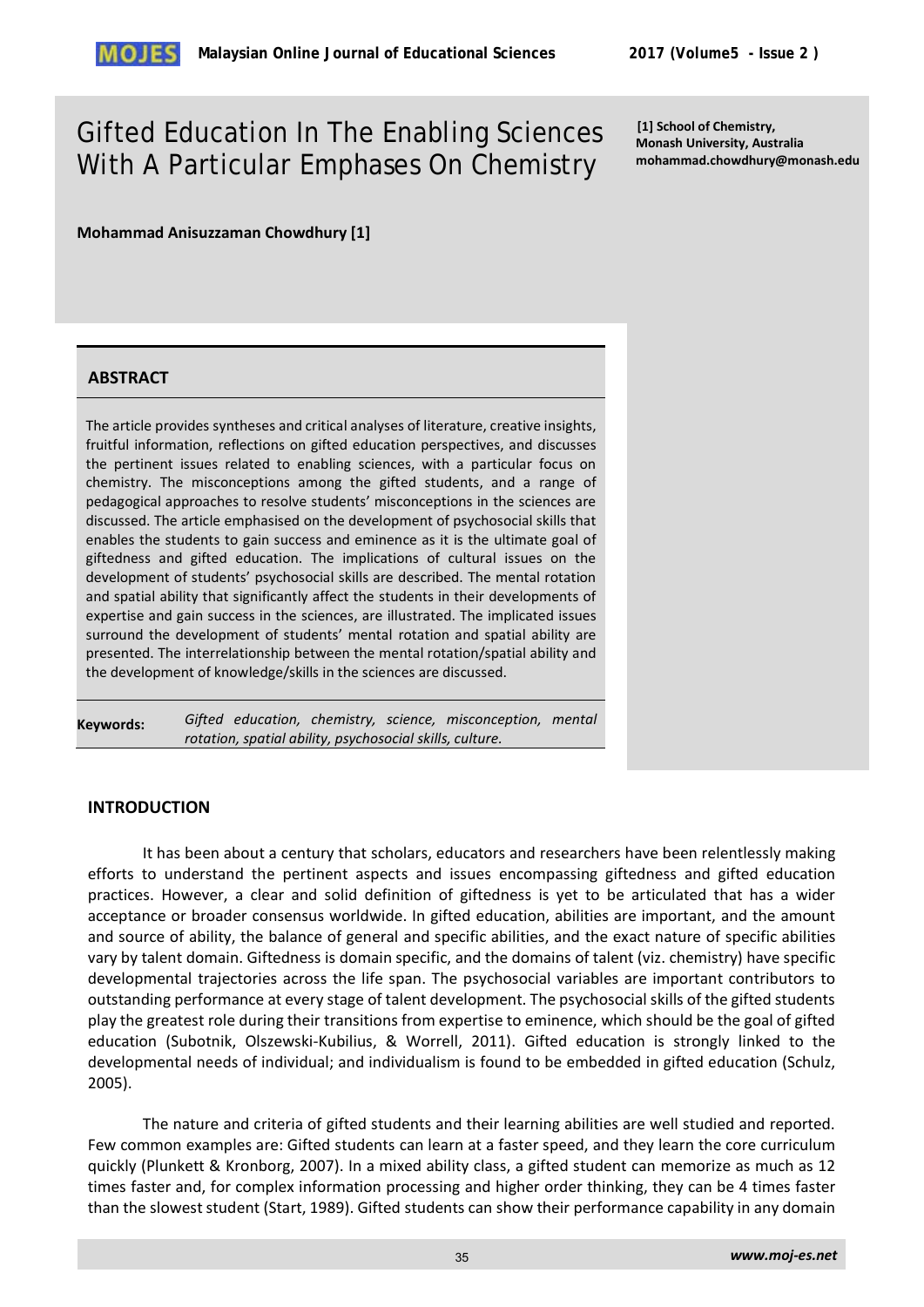# Gifted Education In The Enabling Sciences With A Particular Emphases On Chemistry

[1] School of Chemistry, Monash University, Australia
mohammad.chowdhury@monash.edu

**Mohammad Anisuzzaman Chowdhury [1]**

## ABSTRACT

The article provides syntheses and critical analyses of literature, creative insights, fruitful information, reflections on gifted education perspectives, and discusses the pertinent issues related to enabling sciences, with a particular focus on chemistry. The misconceptions among the gifted students, and a range of pedagogical approaches to resolve students' misconceptions in the sciences are discussed. The article emphasised on the development of psychosocial skills that enables the students to gain success and eminence as it is the ultimate goal of giftedness and gifted education. The implications of cultural issues on the development of students' psychosocial skills are described. The mental rotation and spatial ability that significantly affect the students in their developments of expertise and gain success in the sciences, are illustrated. The implicated issues surround the development of students' mental rotation and spatial ability are presented. The interrelationship between the mental rotation/spatial ability and the development of knowledge/skills in the sciences are discussed.

**Keywords:** *Gifted education, chemistry, science, misconception, mental rotation, spatial ability, psychosocial skills, culture.*

## INTRODUCTION

It has been about a century that scholars, educators and researchers have been relentlessly making efforts to understand the pertinent aspects and issues encompassing giftedness and gifted education practices. However, a clear and solid definition of giftedness is yet to be articulated that has a wider acceptance or broader consensus worldwide. In gifted education, abilities are important, and the amount and source of ability, the balance of general and specific abilities, and the exact nature of specific abilities vary by talent domain. Giftedness is domain specific, and the domains of talent (viz. chemistry) have specific developmental trajectories across the life span. The psychosocial variables are important contributors to outstanding performance at every stage of talent development. The psychosocial skills of the gifted students play the greatest role during their transitions from expertise to eminence, which should be the goal of gifted education (Subotnik, Olszewski-Kubilius, & Worrell, 2011). Gifted education is strongly linked to the developmental needs of individual; and individualism is found to be embedded in gifted education (Schulz, 2005).

The nature and criteria of gifted students and their learning abilities are well studied and reported. Few common examples are: Gifted students can learn at a faster speed, and they learn the core curriculum quickly (Plunkett & Kronborg, 2007). In a mixed ability class, a gifted student can memorize as much as 12 times faster and, for complex information processing and higher order thinking, they can be 4 times faster than the slowest student (Start, 1989). Gifted students can show their performance capability in any domain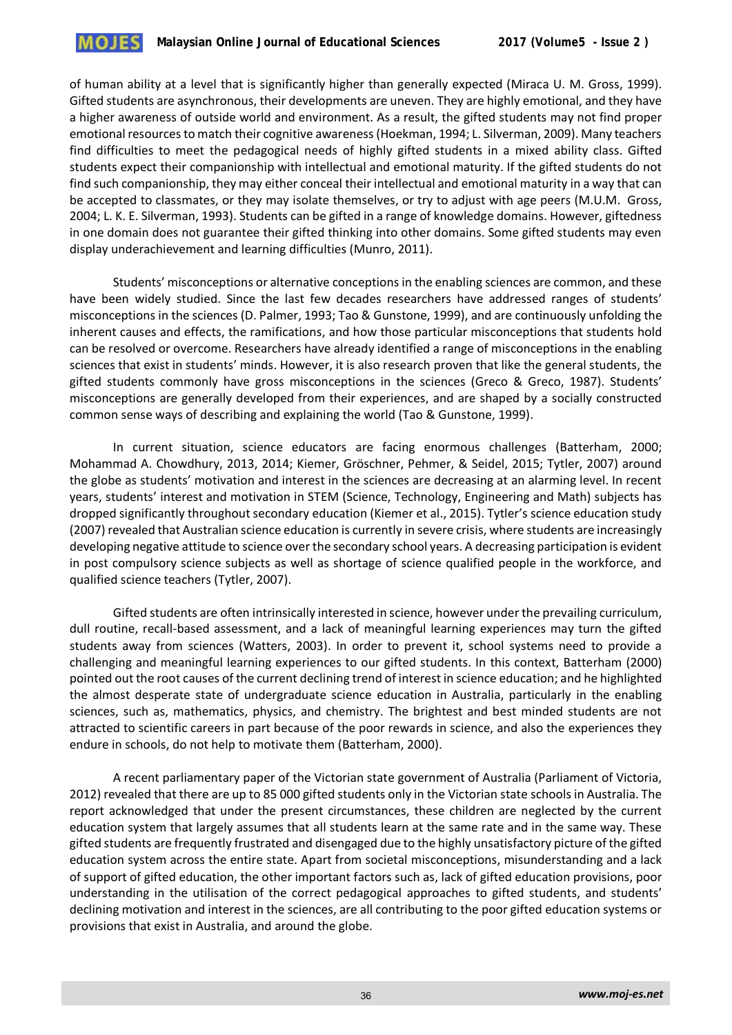of human ability at a level that is significantly higher than generally expected (Miraca U. M. Gross, 1999). Gifted students are asynchronous, their developments are uneven. They are highly emotional, and they have a higher awareness of outside world and environment. As a result, the gifted students may not find proper emotional resources to match their cognitive awareness (Hoekman, 1994; L. Silverman, 2009). Many teachers find difficulties to meet the pedagogical needs of highly gifted students in a mixed ability class. Gifted students expect their companionship with intellectual and emotional maturity. If the gifted students do not find such companionship, they may either conceal their intellectual and emotional maturity in a way that can be accepted to classmates, or they may isolate themselves, or try to adjust with age peers (M.U.M. Gross, 2004; L. K. E. Silverman, 1993). Students can be gifted in a range of knowledge domains. However, giftedness in one domain does not guarantee their gifted thinking into other domains. Some gifted students may even display underachievement and learning difficulties (Munro, 2011).

Students' misconceptions or alternative conceptions in the enabling sciences are common, and these have been widely studied. Since the last few decades researchers have addressed ranges of students' misconceptions in the sciences (D. Palmer, 1993; Tao & Gunstone, 1999), and are continuously unfolding the inherent causes and effects, the ramifications, and how those particular misconceptions that students hold can be resolved or overcome. Researchers have already identified a range of misconceptions in the enabling sciences that exist in students' minds. However, it is also research proven that like the general students, the gifted students commonly have gross misconceptions in the sciences (Greco & Greco, 1987). Students' misconceptions are generally developed from their experiences, and are shaped by a socially constructed common sense ways of describing and explaining the world (Tao & Gunstone, 1999).

In current situation, science educators are facing enormous challenges (Batterham, 2000; Mohammad A. Chowdhury, 2013, 2014; Kiemer, Gröschner, Pehmer, & Seidel, 2015; Tytler, 2007) around the globe as students' motivation and interest in the sciences are decreasing at an alarming level. In recent years, students' interest and motivation in STEM (Science, Technology, Engineering and Math) subjects has dropped significantly throughout secondary education (Kiemer et al., 2015). Tytler's science education study (2007) revealed that Australian science education is currently in severe crisis, where students are increasingly developing negative attitude to science over the secondary school years. A decreasing participation is evident in post compulsory science subjects as well as shortage of science qualified people in the workforce, and qualified science teachers (Tytler, 2007).

Gifted students are often intrinsically interested in science, however under the prevailing curriculum, dull routine, recall-based assessment, and a lack of meaningful learning experiences may turn the gifted students away from sciences (Watters, 2003). In order to prevent it, school systems need to provide a challenging and meaningful learning experiences to our gifted students. In this context, Batterham (2000) pointed out the root causes of the current declining trend of interest in science education; and he highlighted the almost desperate state of undergraduate science education in Australia, particularly in the enabling sciences, such as, mathematics, physics, and chemistry. The brightest and best minded students are not attracted to scientific careers in part because of the poor rewards in science, and also the experiences they endure in schools, do not help to motivate them (Batterham, 2000).

A recent parliamentary paper of the Victorian state government of Australia (Parliament of Victoria, 2012) revealed that there are up to 85 000 gifted students only in the Victorian state schools in Australia. The report acknowledged that under the present circumstances, these children are neglected by the current education system that largely assumes that all students learn at the same rate and in the same way. These gifted students are frequently frustrated and disengaged due to the highly unsatisfactory picture of the gifted education system across the entire state. Apart from societal misconceptions, misunderstanding and a lack of support of gifted education, the other important factors such as, lack of gifted education provisions, poor understanding in the utilisation of the correct pedagogical approaches to gifted students, and students' declining motivation and interest in the sciences, are all contributing to the poor gifted education systems or provisions that exist in Australia, and around the globe.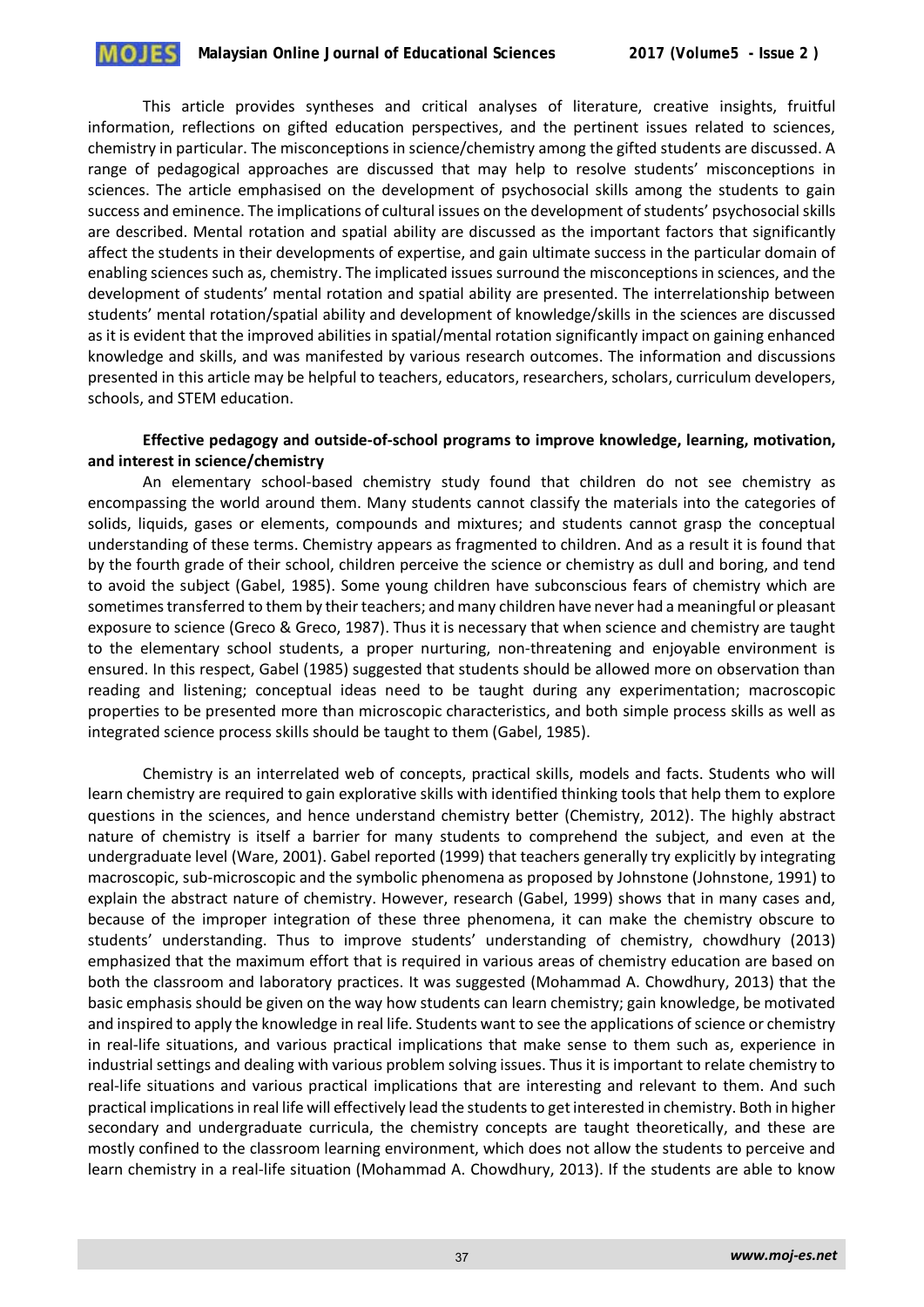This article provides syntheses and critical analyses of literature, creative insights, fruitful information, reflections on gifted education perspectives, and the pertinent issues related to sciences, chemistry in particular. The misconceptions in science/chemistry among the gifted students are discussed. A range of pedagogical approaches are discussed that may help to resolve students' misconceptions in sciences. The article emphasised on the development of psychosocial skills among the students to gain success and eminence. The implications of cultural issues on the development of students' psychosocial skills are described. Mental rotation and spatial ability are discussed as the important factors that significantly affect the students in their developments of expertise, and gain ultimate success in the particular domain of enabling sciences such as, chemistry. The implicated issues surround the misconceptions in sciences, and the development of students' mental rotation and spatial ability are presented. The interrelationship between students' mental rotation/spatial ability and development of knowledge/skills in the sciences are discussed as it is evident that the improved abilities in spatial/mental rotation significantly impact on gaining enhanced knowledge and skills, and was manifested by various research outcomes. The information and discussions presented in this article may be helpful to teachers, educators, researchers, scholars, curriculum developers, schools, and STEM education.

**Effective pedagogy and outside-of-school programs to improve knowledge, learning, motivation, and interest in science/chemistry**

An elementary school-based chemistry study found that children do not see chemistry as encompassing the world around them. Many students cannot classify the materials into the categories of solids, liquids, gases or elements, compounds and mixtures; and students cannot grasp the conceptual understanding of these terms. Chemistry appears as fragmented to children. And as a result it is found that by the fourth grade of their school, children perceive the science or chemistry as dull and boring, and tend to avoid the subject (Gabel, 1985). Some young children have subconscious fears of chemistry which are sometimes transferred to them by their teachers; and many children have never had a meaningful or pleasant exposure to science (Greco & Greco, 1987). Thus it is necessary that when science and chemistry are taught to the elementary school students, a proper nurturing, non-threatening and enjoyable environment is ensured. In this respect, Gabel (1985) suggested that students should be allowed more on observation than reading and listening; conceptual ideas need to be taught during any experimentation; macroscopic properties to be presented more than microscopic characteristics, and both simple process skills as well as integrated science process skills should be taught to them (Gabel, 1985).

Chemistry is an interrelated web of concepts, practical skills, models and facts. Students who will learn chemistry are required to gain explorative skills with identified thinking tools that help them to explore questions in the sciences, and hence understand chemistry better (Chemistry, 2012). The highly abstract nature of chemistry is itself a barrier for many students to comprehend the subject, and even at the undergraduate level (Ware, 2001). Gabel reported (1999) that teachers generally try explicitly by integrating macroscopic, sub-microscopic and the symbolic phenomena as proposed by Johnstone (Johnstone, 1991) to explain the abstract nature of chemistry. However, research (Gabel, 1999) shows that in many cases and, because of the improper integration of these three phenomena, it can make the chemistry obscure to students' understanding. Thus to improve students' understanding of chemistry, chowdhury (2013) emphasized that the maximum effort that is required in various areas of chemistry education are based on both the classroom and laboratory practices. It was suggested (Mohammad A. Chowdhury, 2013) that the basic emphasis should be given on the way how students can learn chemistry; gain knowledge, be motivated and inspired to apply the knowledge in real life. Students want to see the applications of science or chemistry in real-life situations, and various practical implications that make sense to them such as, experience in industrial settings and dealing with various problem solving issues. Thus it is important to relate chemistry to real-life situations and various practical implications that are interesting and relevant to them. And such practical implications in real life will effectively lead the students to get interested in chemistry. Both in higher secondary and undergraduate curricula, the chemistry concepts are taught theoretically, and these are mostly confined to the classroom learning environment, which does not allow the students to perceive and learn chemistry in a real-life situation (Mohammad A. Chowdhury, 2013). If the students are able to know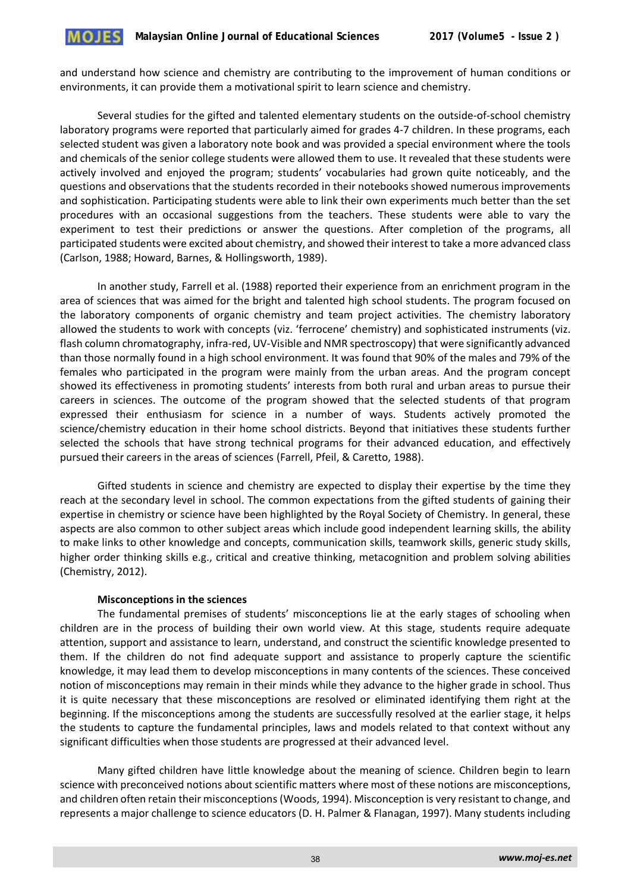and understand how science and chemistry are contributing to the improvement of human conditions or environments, it can provide them a motivational spirit to learn science and chemistry.

Several studies for the gifted and talented elementary students on the outside-of-school chemistry laboratory programs were reported that particularly aimed for grades 4-7 children. In these programs, each selected student was given a laboratory note book and was provided a special environment where the tools and chemicals of the senior college students were allowed them to use. It revealed that these students were actively involved and enjoyed the program; students' vocabularies had grown quite noticeably, and the questions and observations that the students recorded in their notebooks showed numerous improvements and sophistication. Participating students were able to link their own experiments much better than the set procedures with an occasional suggestions from the teachers. These students were able to vary the experiment to test their predictions or answer the questions. After completion of the programs, all participated students were excited about chemistry, and showed their interest to take a more advanced class (Carlson, 1988; Howard, Barnes, & Hollingsworth, 1989).

In another study, Farrell et al. (1988) reported their experience from an enrichment program in the area of sciences that was aimed for the bright and talented high school students. The program focused on the laboratory components of organic chemistry and team project activities. The chemistry laboratory allowed the students to work with concepts (viz. 'ferrocene' chemistry) and sophisticated instruments (viz. flash column chromatography, infra-red, UV-Visible and NMR spectroscopy) that were significantly advanced than those normally found in a high school environment. It was found that 90% of the males and 79% of the females who participated in the program were mainly from the urban areas. And the program concept showed its effectiveness in promoting students' interests from both rural and urban areas to pursue their careers in sciences. The outcome of the program showed that the selected students of that program expressed their enthusiasm for science in a number of ways. Students actively promoted the science/chemistry education in their home school districts. Beyond that initiatives these students further selected the schools that have strong technical programs for their advanced education, and effectively pursued their careers in the areas of sciences (Farrell, Pfeil, & Caretto, 1988).

Gifted students in science and chemistry are expected to display their expertise by the time they reach at the secondary level in school. The common expectations from the gifted students of gaining their expertise in chemistry or science have been highlighted by the Royal Society of Chemistry. In general, these aspects are also common to other subject areas which include good independent learning skills, the ability to make links to other knowledge and concepts, communication skills, teamwork skills, generic study skills, higher order thinking skills e.g., critical and creative thinking, metacognition and problem solving abilities (Chemistry, 2012).

**Misconceptions in the sciences**

The fundamental premises of students' misconceptions lie at the early stages of schooling when children are in the process of building their own world view. At this stage, students require adequate attention, support and assistance to learn, understand, and construct the scientific knowledge presented to them. If the children do not find adequate support and assistance to properly capture the scientific knowledge, it may lead them to develop misconceptions in many contents of the sciences. These conceived notion of misconceptions may remain in their minds while they advance to the higher grade in school. Thus it is quite necessary that these misconceptions are resolved or eliminated identifying them right at the beginning. If the misconceptions among the students are successfully resolved at the earlier stage, it helps the students to capture the fundamental principles, laws and models related to that context without any significant difficulties when those students are progressed at their advanced level.

Many gifted children have little knowledge about the meaning of science. Children begin to learn science with preconceived notions about scientific matters where most of these notions are misconceptions, and children often retain their misconceptions (Woods, 1994). Misconception is very resistant to change, and represents a major challenge to science educators (D. H. Palmer & Flanagan, 1997). Many students including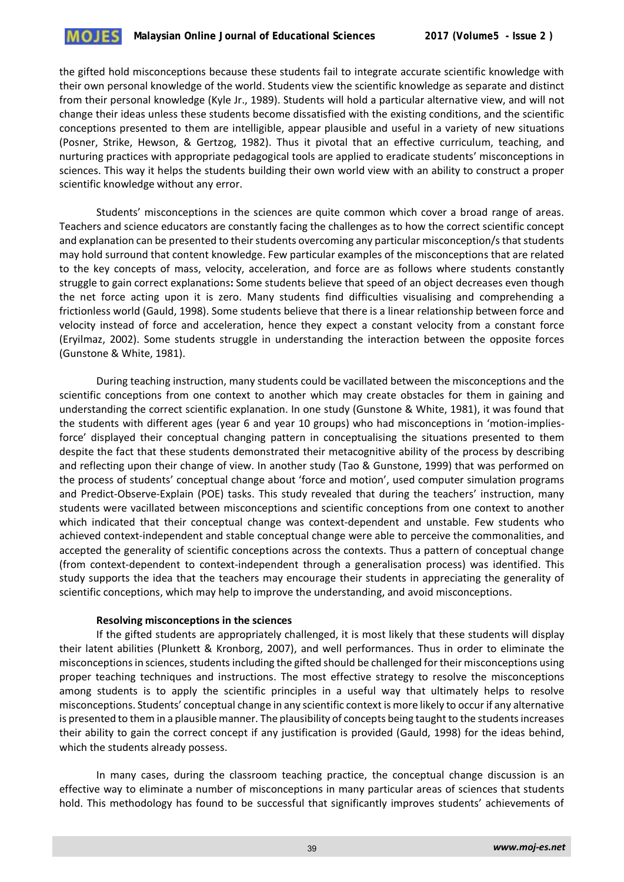the gifted hold misconceptions because these students fail to integrate accurate scientific knowledge with their own personal knowledge of the world. Students view the scientific knowledge as separate and distinct from their personal knowledge (Kyle Jr., 1989). Students will hold a particular alternative view, and will not change their ideas unless these students become dissatisfied with the existing conditions, and the scientific conceptions presented to them are intelligible, appear plausible and useful in a variety of new situations (Posner, Strike, Hewson, & Gertzog, 1982). Thus it pivotal that an effective curriculum, teaching, and nurturing practices with appropriate pedagogical tools are applied to eradicate students' misconceptions in sciences. This way it helps the students building their own world view with an ability to construct a proper scientific knowledge without any error.

Students' misconceptions in the sciences are quite common which cover a broad range of areas. Teachers and science educators are constantly facing the challenges as to how the correct scientific concept and explanation can be presented to their students overcoming any particular misconception/s that students may hold surround that content knowledge. Few particular examples of the misconceptions that are related to the key concepts of mass, velocity, acceleration, and force are as follows where students constantly struggle to gain correct explanations**:** Some students believe that speed of an object decreases even though the net force acting upon it is zero. Many students find difficulties visualising and comprehending a frictionless world (Gauld, 1998). Some students believe that there is a linear relationship between force and velocity instead of force and acceleration, hence they expect a constant velocity from a constant force (Eryilmaz, 2002). Some students struggle in understanding the interaction between the opposite forces (Gunstone & White, 1981).

During teaching instruction, many students could be vacillated between the misconceptions and the scientific conceptions from one context to another which may create obstacles for them in gaining and understanding the correct scientific explanation. In one study (Gunstone & White, 1981), it was found that the students with different ages (year 6 and year 10 groups) who had misconceptions in 'motion-implies-force' displayed their conceptual changing pattern in conceptualising the situations presented to them despite the fact that these students demonstrated their metacognitive ability of the process by describing and reflecting upon their change of view. In another study (Tao & Gunstone, 1999) that was performed on the process of students' conceptual change about 'force and motion', used computer simulation programs and Predict-Observe-Explain (POE) tasks. This study revealed that during the teachers' instruction, many students were vacillated between misconceptions and scientific conceptions from one context to another which indicated that their conceptual change was context-dependent and unstable. Few students who achieved context-independent and stable conceptual change were able to perceive the commonalities, and accepted the generality of scientific conceptions across the contexts. Thus a pattern of conceptual change (from context-dependent to context-independent through a generalisation process) was identified. This study supports the idea that the teachers may encourage their students in appreciating the generality of scientific conceptions, which may help to improve the understanding, and avoid misconceptions.

### Resolving misconceptions in the sciences

If the gifted students are appropriately challenged, it is most likely that these students will display their latent abilities (Plunkett & Kronborg, 2007), and well performances. Thus in order to eliminate the misconceptions in sciences, students including the gifted should be challenged for their misconceptions using proper teaching techniques and instructions. The most effective strategy to resolve the misconceptions among students is to apply the scientific principles in a useful way that ultimately helps to resolve misconceptions. Students' conceptual change in any scientific context is more likely to occur if any alternative is presented to them in a plausible manner. The plausibility of concepts being taught to the students increases their ability to gain the correct concept if any justification is provided (Gauld, 1998) for the ideas behind, which the students already possess.

In many cases, during the classroom teaching practice, the conceptual change discussion is an effective way to eliminate a number of misconceptions in many particular areas of sciences that students hold. This methodology has found to be successful that significantly improves students' achievements of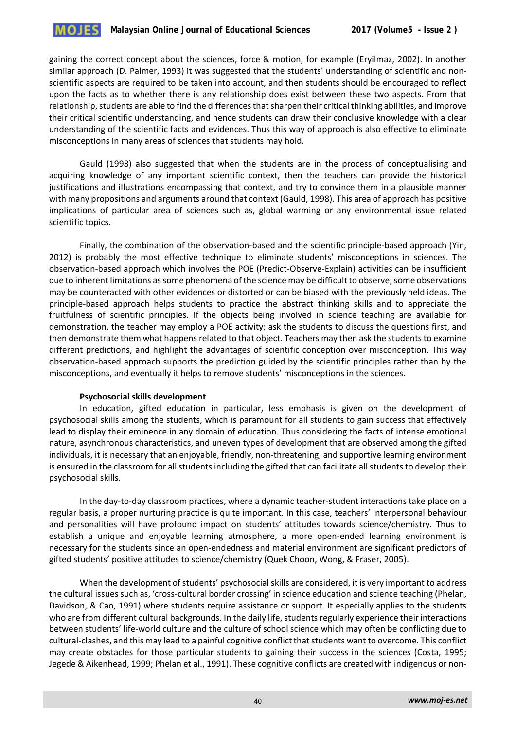gaining the correct concept about the sciences, force & motion, for example (Eryilmaz, 2002). In another similar approach (D. Palmer, 1993) it was suggested that the students' understanding of scientific and non-scientific aspects are required to be taken into account, and then students should be encouraged to reflect upon the facts as to whether there is any relationship does exist between these two aspects. From that relationship, students are able to find the differences that sharpen their critical thinking abilities, and improve their critical scientific understanding, and hence students can draw their conclusive knowledge with a clear understanding of the scientific facts and evidences. Thus this way of approach is also effective to eliminate misconceptions in many areas of sciences that students may hold.

Gauld (1998) also suggested that when the students are in the process of conceptualising and acquiring knowledge of any important scientific context, then the teachers can provide the historical justifications and illustrations encompassing that context, and try to convince them in a plausible manner with many propositions and arguments around that context (Gauld, 1998). This area of approach has positive implications of particular area of sciences such as, global warming or any environmental issue related scientific topics.

Finally, the combination of the observation-based and the scientific principle-based approach (Yin, 2012) is probably the most effective technique to eliminate students' misconceptions in sciences. The observation-based approach which involves the POE (Predict-Observe-Explain) activities can be insufficient due to inherent limitations as some phenomena of the science may be difficult to observe; some observations may be counteracted with other evidences or distorted or can be biased with the previously held ideas. The principle-based approach helps students to practice the abstract thinking skills and to appreciate the fruitfulness of scientific principles. If the objects being involved in science teaching are available for demonstration, the teacher may employ a POE activity; ask the students to discuss the questions first, and then demonstrate them what happens related to that object. Teachers may then ask the students to examine different predictions, and highlight the advantages of scientific conception over misconception. This way observation-based approach supports the prediction guided by the scientific principles rather than by the misconceptions, and eventually it helps to remove students' misconceptions in the sciences.

**Psychosocial skills development**

In education, gifted education in particular, less emphasis is given on the development of psychosocial skills among the students, which is paramount for all students to gain success that effectively lead to display their eminence in any domain of education. Thus considering the facts of intense emotional nature, asynchronous characteristics, and uneven types of development that are observed among the gifted individuals, it is necessary that an enjoyable, friendly, non-threatening, and supportive learning environment is ensured in the classroom for all students including the gifted that can facilitate all students to develop their psychosocial skills.

In the day-to-day classroom practices, where a dynamic teacher-student interactions take place on a regular basis, a proper nurturing practice is quite important. In this case, teachers' interpersonal behaviour and personalities will have profound impact on students' attitudes towards science/chemistry. Thus to establish a unique and enjoyable learning atmosphere, a more open-ended learning environment is necessary for the students since an open-endedness and material environment are significant predictors of gifted students' positive attitudes to science/chemistry (Quek Choon, Wong, & Fraser, 2005).

When the development of students' psychosocial skills are considered, it is very important to address the cultural issues such as, 'cross-cultural border crossing' in science education and science teaching (Phelan, Davidson, & Cao, 1991) where students require assistance or support. It especially applies to the students who are from different cultural backgrounds. In the daily life, students regularly experience their interactions between students' life-world culture and the culture of school science which may often be conflicting due to cultural-clashes, and this may lead to a painful cognitive conflict that students want to overcome. This conflict may create obstacles for those particular students to gaining their success in the sciences (Costa, 1995; Jegede & Aikenhead, 1999; Phelan et al., 1991). These cognitive conflicts are created with indigenous or non-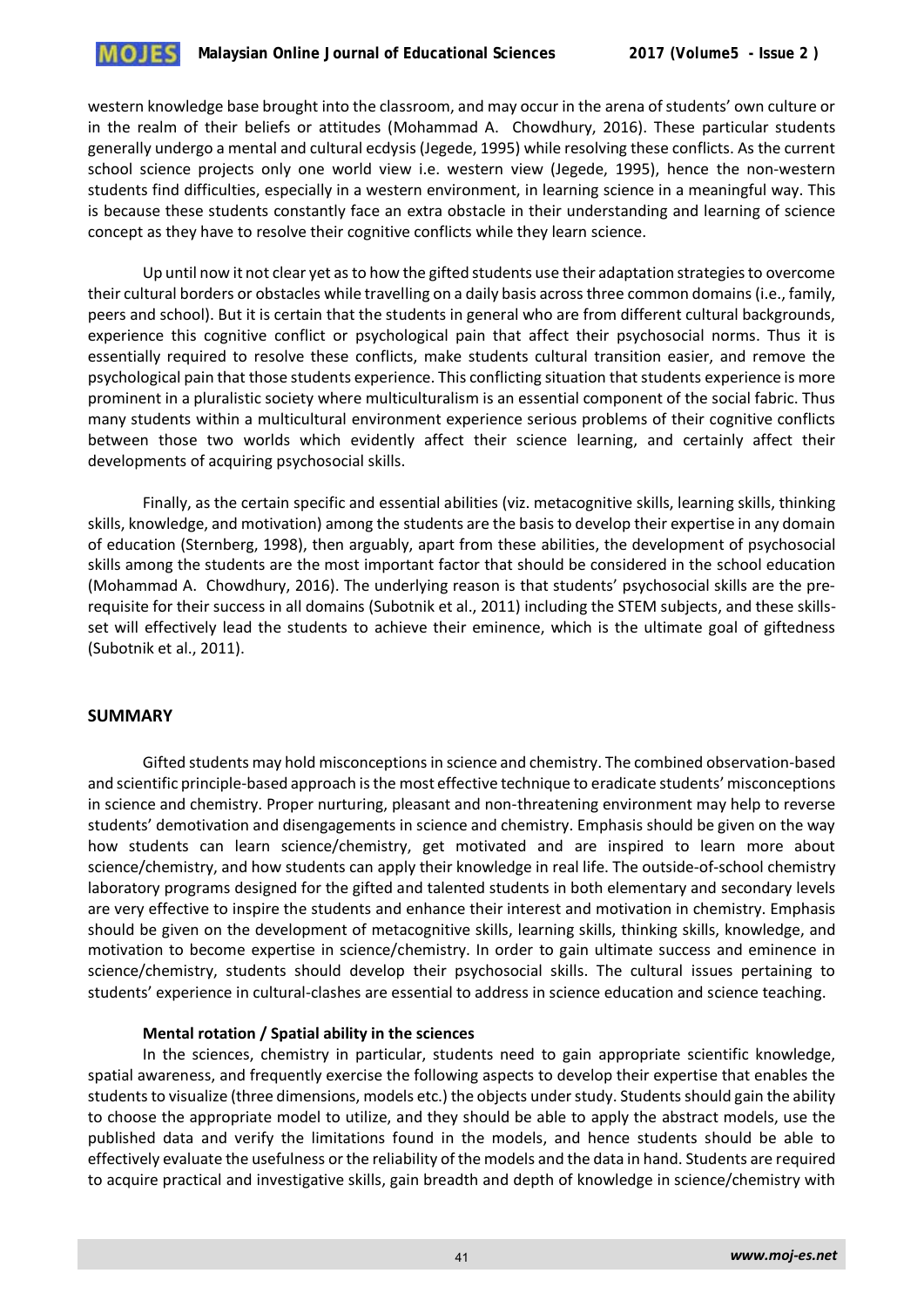western knowledge base brought into the classroom, and may occur in the arena of students' own culture or in the realm of their beliefs or attitudes (Mohammad A. Chowdhury, 2016). These particular students generally undergo a mental and cultural ecdysis (Jegede, 1995) while resolving these conflicts. As the current school science projects only one world view i.e. western view (Jegede, 1995), hence the non-western students find difficulties, especially in a western environment, in learning science in a meaningful way. This is because these students constantly face an extra obstacle in their understanding and learning of science concept as they have to resolve their cognitive conflicts while they learn science.

Up until now it not clear yet as to how the gifted students use their adaptation strategies to overcome their cultural borders or obstacles while travelling on a daily basis across three common domains (i.e., family, peers and school). But it is certain that the students in general who are from different cultural backgrounds, experience this cognitive conflict or psychological pain that affect their psychosocial norms. Thus it is essentially required to resolve these conflicts, make students cultural transition easier, and remove the psychological pain that those students experience. This conflicting situation that students experience is more prominent in a pluralistic society where multiculturalism is an essential component of the social fabric. Thus many students within a multicultural environment experience serious problems of their cognitive conflicts between those two worlds which evidently affect their science learning, and certainly affect their developments of acquiring psychosocial skills.

Finally, as the certain specific and essential abilities (viz. metacognitive skills, learning skills, thinking skills, knowledge, and motivation) among the students are the basis to develop their expertise in any domain of education (Sternberg, 1998), then arguably, apart from these abilities, the development of psychosocial skills among the students are the most important factor that should be considered in the school education (Mohammad A. Chowdhury, 2016). The underlying reason is that students' psychosocial skills are the pre-requisite for their success in all domains (Subotnik et al., 2011) including the STEM subjects, and these skills-set will effectively lead the students to achieve their eminence, which is the ultimate goal of giftedness (Subotnik et al., 2011).

## SUMMARY

Gifted students may hold misconceptions in science and chemistry. The combined observation-based and scientific principle-based approach is the most effective technique to eradicate students' misconceptions in science and chemistry. Proper nurturing, pleasant and non-threatening environment may help to reverse students' demotivation and disengagements in science and chemistry. Emphasis should be given on the way how students can learn science/chemistry, get motivated and are inspired to learn more about science/chemistry, and how students can apply their knowledge in real life. The outside-of-school chemistry laboratory programs designed for the gifted and talented students in both elementary and secondary levels are very effective to inspire the students and enhance their interest and motivation in chemistry. Emphasis should be given on the development of metacognitive skills, learning skills, thinking skills, knowledge, and motivation to become expertise in science/chemistry. In order to gain ultimate success and eminence in science/chemistry, students should develop their psychosocial skills. The cultural issues pertaining to students' experience in cultural-clashes are essential to address in science education and science teaching.

**Mental rotation / Spatial ability in the sciences**

In the sciences, chemistry in particular, students need to gain appropriate scientific knowledge, spatial awareness, and frequently exercise the following aspects to develop their expertise that enables the students to visualize (three dimensions, models etc.) the objects under study. Students should gain the ability to choose the appropriate model to utilize, and they should be able to apply the abstract models, use the published data and verify the limitations found in the models, and hence students should be able to effectively evaluate the usefulness or the reliability of the models and the data in hand. Students are required to acquire practical and investigative skills, gain breadth and depth of knowledge in science/chemistry with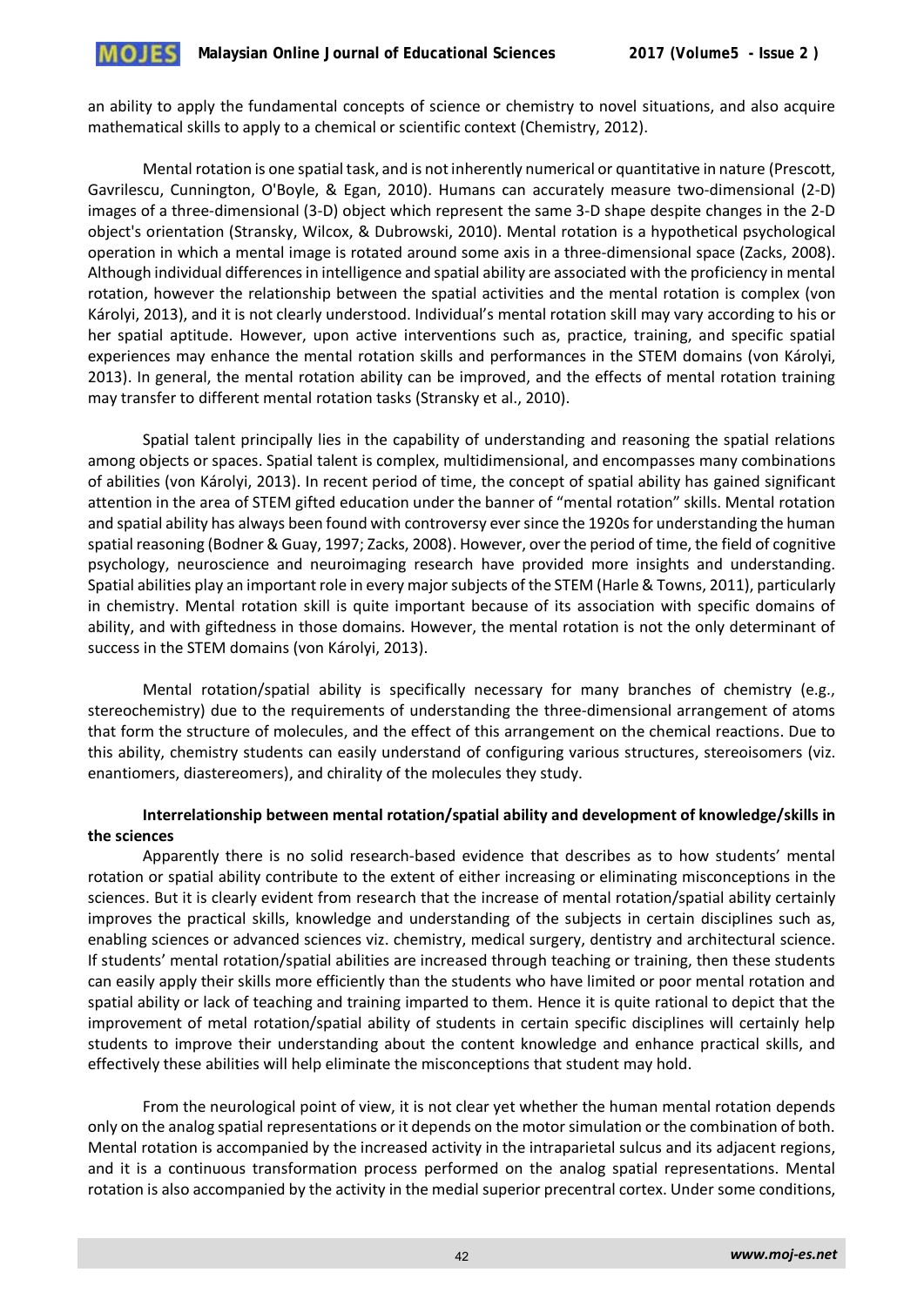an ability to apply the fundamental concepts of science or chemistry to novel situations, and also acquire mathematical skills to apply to a chemical or scientific context (Chemistry, 2012).

Mental rotation is one spatial task, and is not inherently numerical or quantitative in nature (Prescott, Gavrilescu, Cunnington, O'Boyle, & Egan, 2010). Humans can accurately measure two-dimensional (2-D) images of a three-dimensional (3-D) object which represent the same 3-D shape despite changes in the 2-D object's orientation (Stransky, Wilcox, & Dubrowski, 2010). Mental rotation is a hypothetical psychological operation in which a mental image is rotated around some axis in a three-dimensional space (Zacks, 2008). Although individual differences in intelligence and spatial ability are associated with the proficiency in mental rotation, however the relationship between the spatial activities and the mental rotation is complex (von Károlyi, 2013), and it is not clearly understood. Individual's mental rotation skill may vary according to his or her spatial aptitude. However, upon active interventions such as, practice, training, and specific spatial experiences may enhance the mental rotation skills and performances in the STEM domains (von Károlyi, 2013). In general, the mental rotation ability can be improved, and the effects of mental rotation training may transfer to different mental rotation tasks (Stransky et al., 2010).

Spatial talent principally lies in the capability of understanding and reasoning the spatial relations among objects or spaces. Spatial talent is complex, multidimensional, and encompasses many combinations of abilities (von Károlyi, 2013). In recent period of time, the concept of spatial ability has gained significant attention in the area of STEM gifted education under the banner of "mental rotation" skills. Mental rotation and spatial ability has always been found with controversy ever since the 1920s for understanding the human spatial reasoning (Bodner & Guay, 1997; Zacks, 2008). However, over the period of time, the field of cognitive psychology, neuroscience and neuroimaging research have provided more insights and understanding. Spatial abilities play an important role in every major subjects of the STEM (Harle & Towns, 2011), particularly in chemistry. Mental rotation skill is quite important because of its association with specific domains of ability, and with giftedness in those domains. However, the mental rotation is not the only determinant of success in the STEM domains (von Károlyi, 2013).

Mental rotation/spatial ability is specifically necessary for many branches of chemistry (e.g., stereochemistry) due to the requirements of understanding the three-dimensional arrangement of atoms that form the structure of molecules, and the effect of this arrangement on the chemical reactions. Due to this ability, chemistry students can easily understand of configuring various structures, stereoisomers (viz. enantiomers, diastereomers), and chirality of the molecules they study.

**Interrelationship between mental rotation/spatial ability and development of knowledge/skills in the sciences**

Apparently there is no solid research-based evidence that describes as to how students' mental rotation or spatial ability contribute to the extent of either increasing or eliminating misconceptions in the sciences. But it is clearly evident from research that the increase of mental rotation/spatial ability certainly improves the practical skills, knowledge and understanding of the subjects in certain disciplines such as, enabling sciences or advanced sciences viz. chemistry, medical surgery, dentistry and architectural science. If students' mental rotation/spatial abilities are increased through teaching or training, then these students can easily apply their skills more efficiently than the students who have limited or poor mental rotation and spatial ability or lack of teaching and training imparted to them. Hence it is quite rational to depict that the improvement of metal rotation/spatial ability of students in certain specific disciplines will certainly help students to improve their understanding about the content knowledge and enhance practical skills, and effectively these abilities will help eliminate the misconceptions that student may hold.

From the neurological point of view, it is not clear yet whether the human mental rotation depends only on the analog spatial representations or it depends on the motor simulation or the combination of both. Mental rotation is accompanied by the increased activity in the intraparietal sulcus and its adjacent regions, and it is a continuous transformation process performed on the analog spatial representations. Mental rotation is also accompanied by the activity in the medial superior precentral cortex. Under some conditions,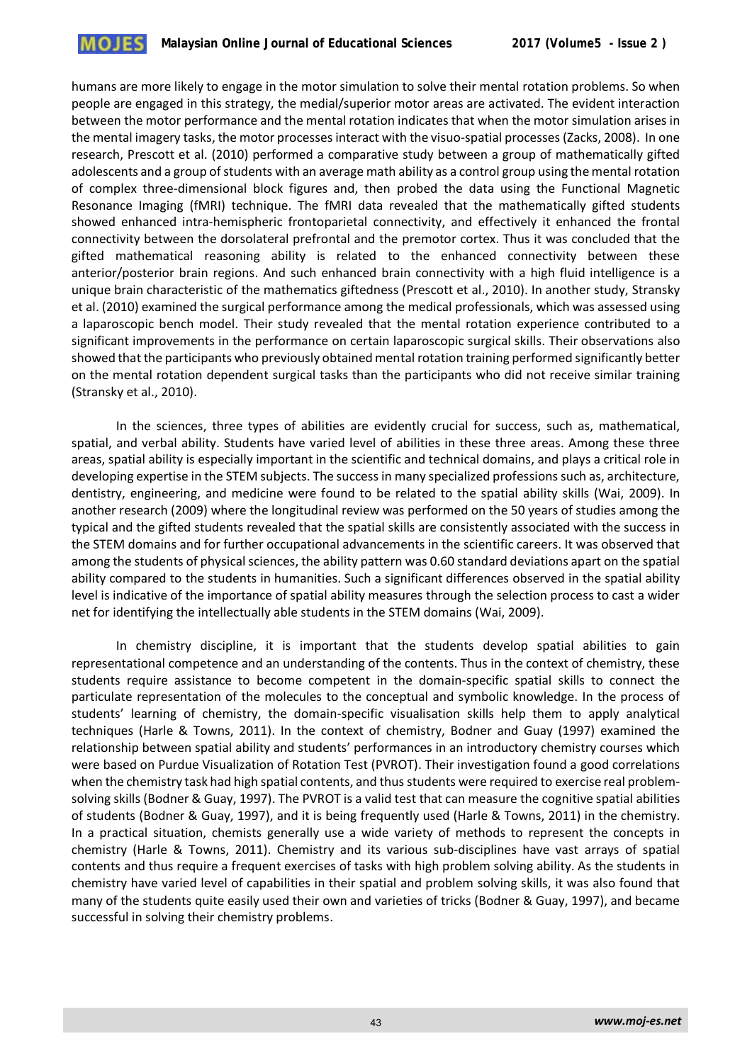humans are more likely to engage in the motor simulation to solve their mental rotation problems. So when people are engaged in this strategy, the medial/superior motor areas are activated. The evident interaction between the motor performance and the mental rotation indicates that when the motor simulation arises in the mental imagery tasks, the motor processes interact with the visuo-spatial processes (Zacks, 2008). In one research, Prescott et al. (2010) performed a comparative study between a group of mathematically gifted adolescents and a group of students with an average math ability as a control group using the mental rotation of complex three-dimensional block figures and, then probed the data using the Functional Magnetic Resonance Imaging (fMRI) technique. The fMRI data revealed that the mathematically gifted students showed enhanced intra-hemispheric frontoparietal connectivity, and effectively it enhanced the frontal connectivity between the dorsolateral prefrontal and the premotor cortex. Thus it was concluded that the gifted mathematical reasoning ability is related to the enhanced connectivity between these anterior/posterior brain regions. And such enhanced brain connectivity with a high fluid intelligence is a unique brain characteristic of the mathematics giftedness (Prescott et al., 2010). In another study, Stransky et al. (2010) examined the surgical performance among the medical professionals, which was assessed using a laparoscopic bench model. Their study revealed that the mental rotation experience contributed to a significant improvements in the performance on certain laparoscopic surgical skills. Their observations also showed that the participants who previously obtained mental rotation training performed significantly better on the mental rotation dependent surgical tasks than the participants who did not receive similar training (Stransky et al., 2010).

In the sciences, three types of abilities are evidently crucial for success, such as, mathematical, spatial, and verbal ability. Students have varied level of abilities in these three areas. Among these three areas, spatial ability is especially important in the scientific and technical domains, and plays a critical role in developing expertise in the STEM subjects. The success in many specialized professions such as, architecture, dentistry, engineering, and medicine were found to be related to the spatial ability skills (Wai, 2009). In another research (2009) where the longitudinal review was performed on the 50 years of studies among the typical and the gifted students revealed that the spatial skills are consistently associated with the success in the STEM domains and for further occupational advancements in the scientific careers. It was observed that among the students of physical sciences, the ability pattern was 0.60 standard deviations apart on the spatial ability compared to the students in humanities. Such a significant differences observed in the spatial ability level is indicative of the importance of spatial ability measures through the selection process to cast a wider net for identifying the intellectually able students in the STEM domains (Wai, 2009).

In chemistry discipline, it is important that the students develop spatial abilities to gain representational competence and an understanding of the contents. Thus in the context of chemistry, these students require assistance to become competent in the domain-specific spatial skills to connect the particulate representation of the molecules to the conceptual and symbolic knowledge. In the process of students' learning of chemistry, the domain-specific visualisation skills help them to apply analytical techniques (Harle & Towns, 2011). In the context of chemistry, Bodner and Guay (1997) examined the relationship between spatial ability and students' performances in an introductory chemistry courses which were based on Purdue Visualization of Rotation Test (PVROT). Their investigation found a good correlations when the chemistry task had high spatial contents, and thus students were required to exercise real problem-solving skills (Bodner & Guay, 1997). The PVROT is a valid test that can measure the cognitive spatial abilities of students (Bodner & Guay, 1997), and it is being frequently used (Harle & Towns, 2011) in the chemistry. In a practical situation, chemists generally use a wide variety of methods to represent the concepts in chemistry (Harle & Towns, 2011). Chemistry and its various sub-disciplines have vast arrays of spatial contents and thus require a frequent exercises of tasks with high problem solving ability. As the students in chemistry have varied level of capabilities in their spatial and problem solving skills, it was also found that many of the students quite easily used their own and varieties of tricks (Bodner & Guay, 1997), and became successful in solving their chemistry problems.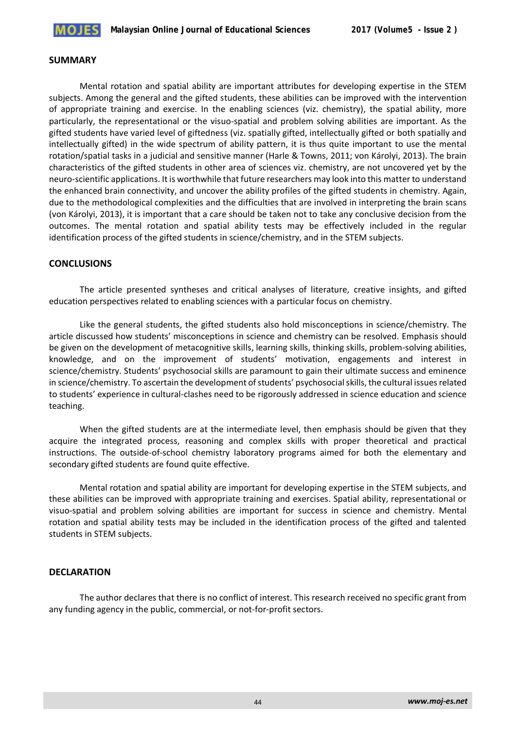## SUMMARY

Mental rotation and spatial ability are important attributes for developing expertise in the STEM subjects. Among the general and the gifted students, these abilities can be improved with the intervention of appropriate training and exercise. In the enabling sciences (viz. chemistry), the spatial ability, more particularly, the representational or the visuo-spatial and problem solving abilities are important. As the gifted students have varied level of giftedness (viz. spatially gifted, intellectually gifted or both spatially and intellectually gifted) in the wide spectrum of ability pattern, it is thus quite important to use the mental rotation/spatial tasks in a judicial and sensitive manner (Harle & Towns, 2011; von Károlyi, 2013). The brain characteristics of the gifted students in other area of sciences viz. chemistry, are not uncovered yet by the neuro-scientific applications. It is worthwhile that future researchers may look into this matter to understand the enhanced brain connectivity, and uncover the ability profiles of the gifted students in chemistry. Again, due to the methodological complexities and the difficulties that are involved in interpreting the brain scans (von Károlyi, 2013), it is important that a care should be taken not to take any conclusive decision from the outcomes. The mental rotation and spatial ability tests may be effectively included in the regular identification process of the gifted students in science/chemistry, and in the STEM subjects.

## CONCLUSIONS

The article presented syntheses and critical analyses of literature, creative insights, and gifted education perspectives related to enabling sciences with a particular focus on chemistry.

Like the general students, the gifted students also hold misconceptions in science/chemistry. The article discussed how students' misconceptions in science and chemistry can be resolved. Emphasis should be given on the development of metacognitive skills, learning skills, thinking skills, problem-solving abilities, knowledge, and on the improvement of students' motivation, engagements and interest in science/chemistry. Students' psychosocial skills are paramount to gain their ultimate success and eminence in science/chemistry. To ascertain the development of students' psychosocial skills, the cultural issues related to students' experience in cultural-clashes need to be rigorously addressed in science education and science teaching.

When the gifted students are at the intermediate level, then emphasis should be given that they acquire the integrated process, reasoning and complex skills with proper theoretical and practical instructions. The outside-of-school chemistry laboratory programs aimed for both the elementary and secondary gifted students are found quite effective.

Mental rotation and spatial ability are important for developing expertise in the STEM subjects, and these abilities can be improved with appropriate training and exercises. Spatial ability, representational or visuo-spatial and problem solving abilities are important for success in science and chemistry. Mental rotation and spatial ability tests may be included in the identification process of the gifted and talented students in STEM subjects.

## DECLARATION

The author declares that there is no conflict of interest. This research received no specific grant from any funding agency in the public, commercial, or not-for-profit sectors.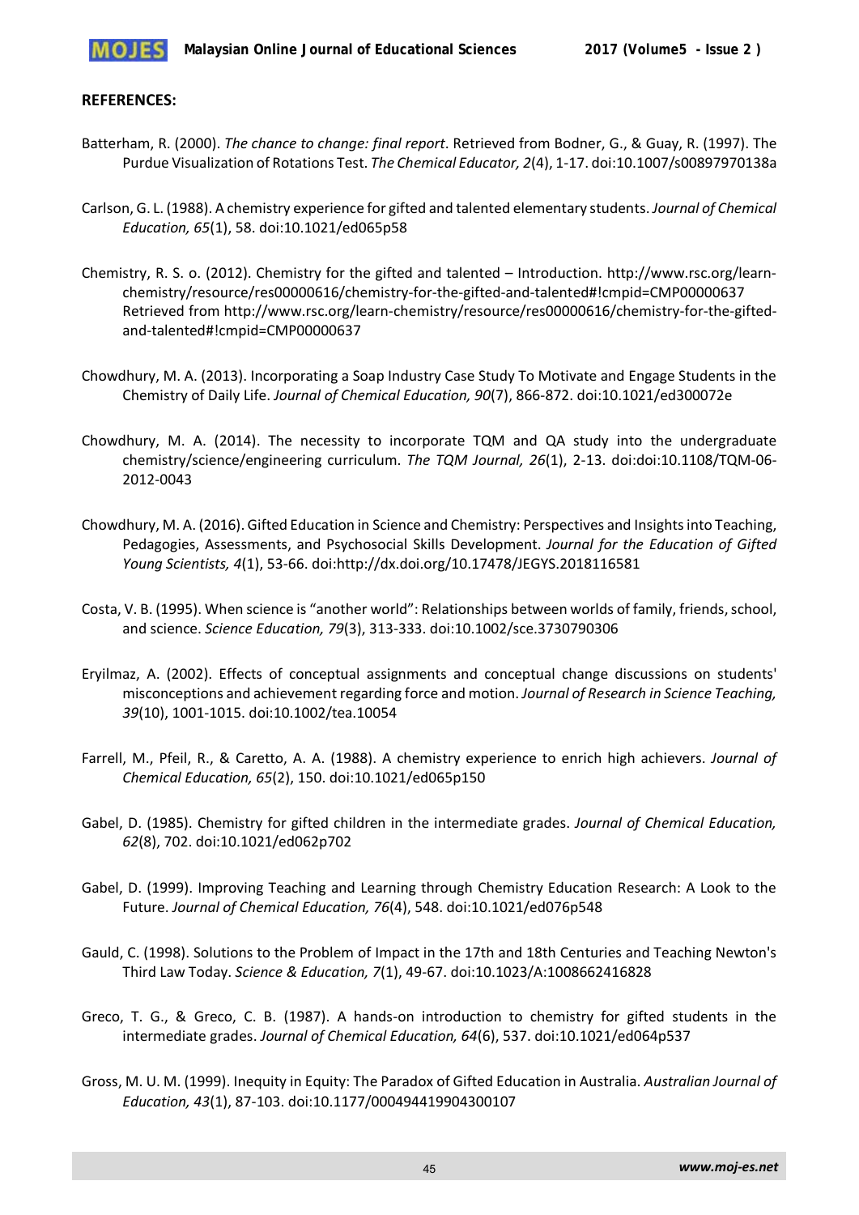**REFERENCES:**

Batterham, R. (2000). *The chance to change: final report*. Retrieved from Bodner, G., & Guay, R. (1997). The Purdue Visualization of Rotations Test. *The Chemical Educator, 2*(4), 1-17. doi:10.1007/s00897970138a

Carlson, G. L. (1988). A chemistry experience for gifted and talented elementary students. *Journal of Chemical Education, 65*(1), 58. doi:10.1021/ed065p58

Chemistry, R. S. o. (2012). Chemistry for the gifted and talented – Introduction. http://www.rsc.org/learn-chemistry/resource/res00000616/chemistry-for-the-gifted-and-talented#!cmpid=CMP00000637 Retrieved from http://www.rsc.org/learn-chemistry/resource/res00000616/chemistry-for-the-gifted-and-talented#!cmpid=CMP00000637

Chowdhury, M. A. (2013). Incorporating a Soap Industry Case Study To Motivate and Engage Students in the Chemistry of Daily Life. *Journal of Chemical Education, 90*(7), 866-872. doi:10.1021/ed300072e

Chowdhury, M. A. (2014). The necessity to incorporate TQM and QA study into the undergraduate chemistry/science/engineering curriculum. *The TQM Journal, 26*(1), 2-13. doi:doi:10.1108/TQM-06-2012-0043

Chowdhury, M. A. (2016). Gifted Education in Science and Chemistry: Perspectives and Insights into Teaching, Pedagogies, Assessments, and Psychosocial Skills Development. *Journal for the Education of Gifted Young Scientists, 4*(1), 53-66. doi:http://dx.doi.org/10.17478/JEGYS.2018116581

Costa, V. B. (1995). When science is "another world": Relationships between worlds of family, friends, school, and science. *Science Education, 79*(3), 313-333. doi:10.1002/sce.3730790306

Eryilmaz, A. (2002). Effects of conceptual assignments and conceptual change discussions on students' misconceptions and achievement regarding force and motion. *Journal of Research in Science Teaching, 39*(10), 1001-1015. doi:10.1002/tea.10054

Farrell, M., Pfeil, R., & Caretto, A. A. (1988). A chemistry experience to enrich high achievers. *Journal of Chemical Education, 65*(2), 150. doi:10.1021/ed065p150

Gabel, D. (1985). Chemistry for gifted children in the intermediate grades. *Journal of Chemical Education, 62*(8), 702. doi:10.1021/ed062p702

Gabel, D. (1999). Improving Teaching and Learning through Chemistry Education Research: A Look to the Future. *Journal of Chemical Education, 76*(4), 548. doi:10.1021/ed076p548

Gauld, C. (1998). Solutions to the Problem of Impact in the 17th and 18th Centuries and Teaching Newton's Third Law Today. *Science & Education, 7*(1), 49-67. doi:10.1023/A:1008662416828

Greco, T. G., & Greco, C. B. (1987). A hands-on introduction to chemistry for gifted students in the intermediate grades. *Journal of Chemical Education, 64*(6), 537. doi:10.1021/ed064p537

Gross, M. U. M. (1999). Inequity in Equity: The Paradox of Gifted Education in Australia. *Australian Journal of Education, 43*(1), 87-103. doi:10.1177/000494419904300107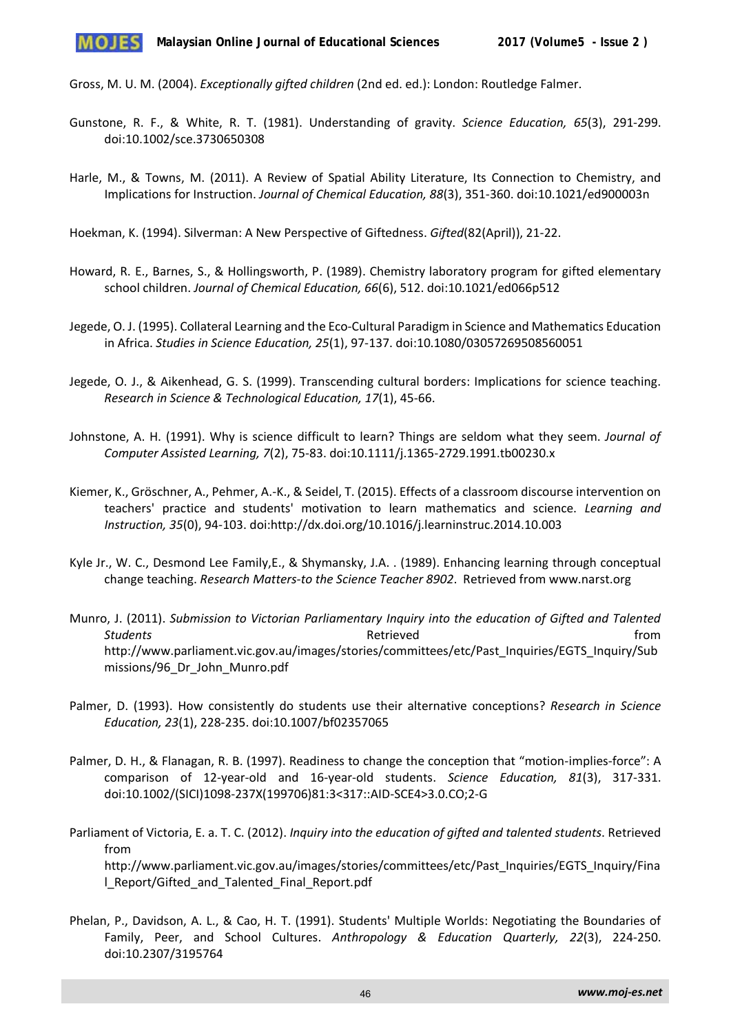Gross, M. U. M. (2004). *Exceptionally gifted children* (2nd ed. ed.): London: Routledge Falmer.

Gunstone, R. F., & White, R. T. (1981). Understanding of gravity. *Science Education, 65*(3), 291-299. doi:10.1002/sce.3730650308

Harle, M., & Towns, M. (2011). A Review of Spatial Ability Literature, Its Connection to Chemistry, and Implications for Instruction. *Journal of Chemical Education, 88*(3), 351-360. doi:10.1021/ed900003n

Hoekman, K. (1994). Silverman: A New Perspective of Giftedness. *Gifted*(82(April)), 21-22.

Howard, R. E., Barnes, S., & Hollingsworth, P. (1989). Chemistry laboratory program for gifted elementary school children. *Journal of Chemical Education, 66*(6), 512. doi:10.1021/ed066p512

Jegede, O. J. (1995). Collateral Learning and the Eco-Cultural Paradigm in Science and Mathematics Education in Africa. *Studies in Science Education, 25*(1), 97-137. doi:10.1080/03057269508560051

Jegede, O. J., & Aikenhead, G. S. (1999). Transcending cultural borders: Implications for science teaching. *Research in Science & Technological Education, 17*(1), 45-66.

Johnstone, A. H. (1991). Why is science difficult to learn? Things are seldom what they seem. *Journal of Computer Assisted Learning, 7*(2), 75-83. doi:10.1111/j.1365-2729.1991.tb00230.x

Kiemer, K., Gröschner, A., Pehmer, A.-K., & Seidel, T. (2015). Effects of a classroom discourse intervention on teachers' practice and students' motivation to learn mathematics and science. *Learning and Instruction, 35*(0), 94-103. doi:http://dx.doi.org/10.1016/j.learninstruc.2014.10.003

Kyle Jr., W. C., Desmond Lee Family,E., & Shymansky, J.A. . (1989). Enhancing learning through conceptual change teaching. *Research Matters-to the Science Teacher 8902*. Retrieved from www.narst.org

Munro, J. (2011). *Submission to Victorian Parliamentary Inquiry into the education of Gifted and Talented Students* Retrieved from http://www.parliament.vic.gov.au/images/stories/committees/etc/Past_Inquiries/EGTS_Inquiry/Submissions/96_Dr_John_Munro.pdf

Palmer, D. (1993). How consistently do students use their alternative conceptions? *Research in Science Education, 23*(1), 228-235. doi:10.1007/bf02357065

Palmer, D. H., & Flanagan, R. B. (1997). Readiness to change the conception that "motion-implies-force": A comparison of 12-year-old and 16-year-old students. *Science Education, 81*(3), 317-331. doi:10.1002/(SICI)1098-237X(199706)81:3<317::AID-SCE4>3.0.CO;2-G

Parliament of Victoria, E. a. T. C. (2012). *Inquiry into the education of gifted and talented students*. Retrieved from http://www.parliament.vic.gov.au/images/stories/committees/etc/Past_Inquiries/EGTS_Inquiry/Final_Report/Gifted_and_Talented_Final_Report.pdf

Phelan, P., Davidson, A. L., & Cao, H. T. (1991). Students' Multiple Worlds: Negotiating the Boundaries of Family, Peer, and School Cultures. *Anthropology & Education Quarterly, 22*(3), 224-250. doi:10.2307/3195764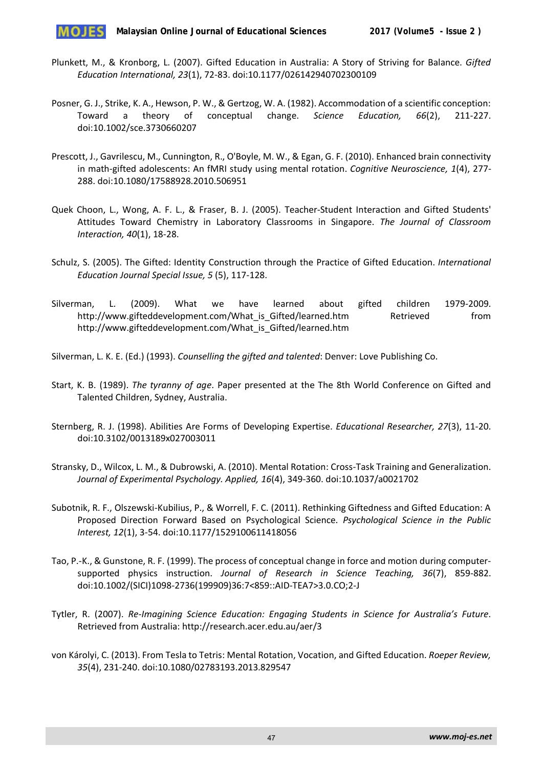Plunkett, M., & Kronborg, L. (2007). Gifted Education in Australia: A Story of Striving for Balance. *Gifted Education International, 23*(1), 72-83. doi:10.1177/026142940702300109

Posner, G. J., Strike, K. A., Hewson, P. W., & Gertzog, W. A. (1982). Accommodation of a scientific conception: Toward a theory of conceptual change. *Science Education, 66*(2), 211-227. doi:10.1002/sce.3730660207

Prescott, J., Gavrilescu, M., Cunnington, R., O'Boyle, M. W., & Egan, G. F. (2010). Enhanced brain connectivity in math-gifted adolescents: An fMRI study using mental rotation. *Cognitive Neuroscience, 1*(4), 277-288. doi:10.1080/17588928.2010.506951

Quek Choon, L., Wong, A. F. L., & Fraser, B. J. (2005). Teacher-Student Interaction and Gifted Students' Attitudes Toward Chemistry in Laboratory Classrooms in Singapore. *The Journal of Classroom Interaction, 40*(1), 18-28.

Schulz, S. (2005). The Gifted: Identity Construction through the Practice of Gifted Education. *International Education Journal Special Issue, 5* (5), 117-128.

Silverman, L. (2009). What we have learned about gifted children 1979-2009. http://www.gifteddevelopment.com/What_is_Gifted/learned.htm Retrieved from http://www.gifteddevelopment.com/What_is_Gifted/learned.htm

Silverman, L. K. E. (Ed.) (1993). *Counselling the gifted and talented*: Denver: Love Publishing Co.

Start, K. B. (1989). *The tyranny of age*. Paper presented at the The 8th World Conference on Gifted and Talented Children, Sydney, Australia.

Sternberg, R. J. (1998). Abilities Are Forms of Developing Expertise. *Educational Researcher, 27*(3), 11-20. doi:10.3102/0013189x027003011

Stransky, D., Wilcox, L. M., & Dubrowski, A. (2010). Mental Rotation: Cross-Task Training and Generalization. *Journal of Experimental Psychology. Applied, 16*(4), 349-360. doi:10.1037/a0021702

Subotnik, R. F., Olszewski-Kubilius, P., & Worrell, F. C. (2011). Rethinking Giftedness and Gifted Education: A Proposed Direction Forward Based on Psychological Science. *Psychological Science in the Public Interest, 12*(1), 3-54. doi:10.1177/1529100611418056

Tao, P.-K., & Gunstone, R. F. (1999). The process of conceptual change in force and motion during computer-supported physics instruction. *Journal of Research in Science Teaching, 36*(7), 859-882. doi:10.1002/(SICI)1098-2736(199909)36:7<859::AID-TEA7>3.0.CO;2-J

Tytler, R. (2007). *Re-Imagining Science Education: Engaging Students in Science for Australia's Future*. Retrieved from Australia: http://research.acer.edu.au/aer/3

von Károlyi, C. (2013). From Tesla to Tetris: Mental Rotation, Vocation, and Gifted Education. *Roeper Review, 35*(4), 231-240. doi:10.1080/02783193.2013.829547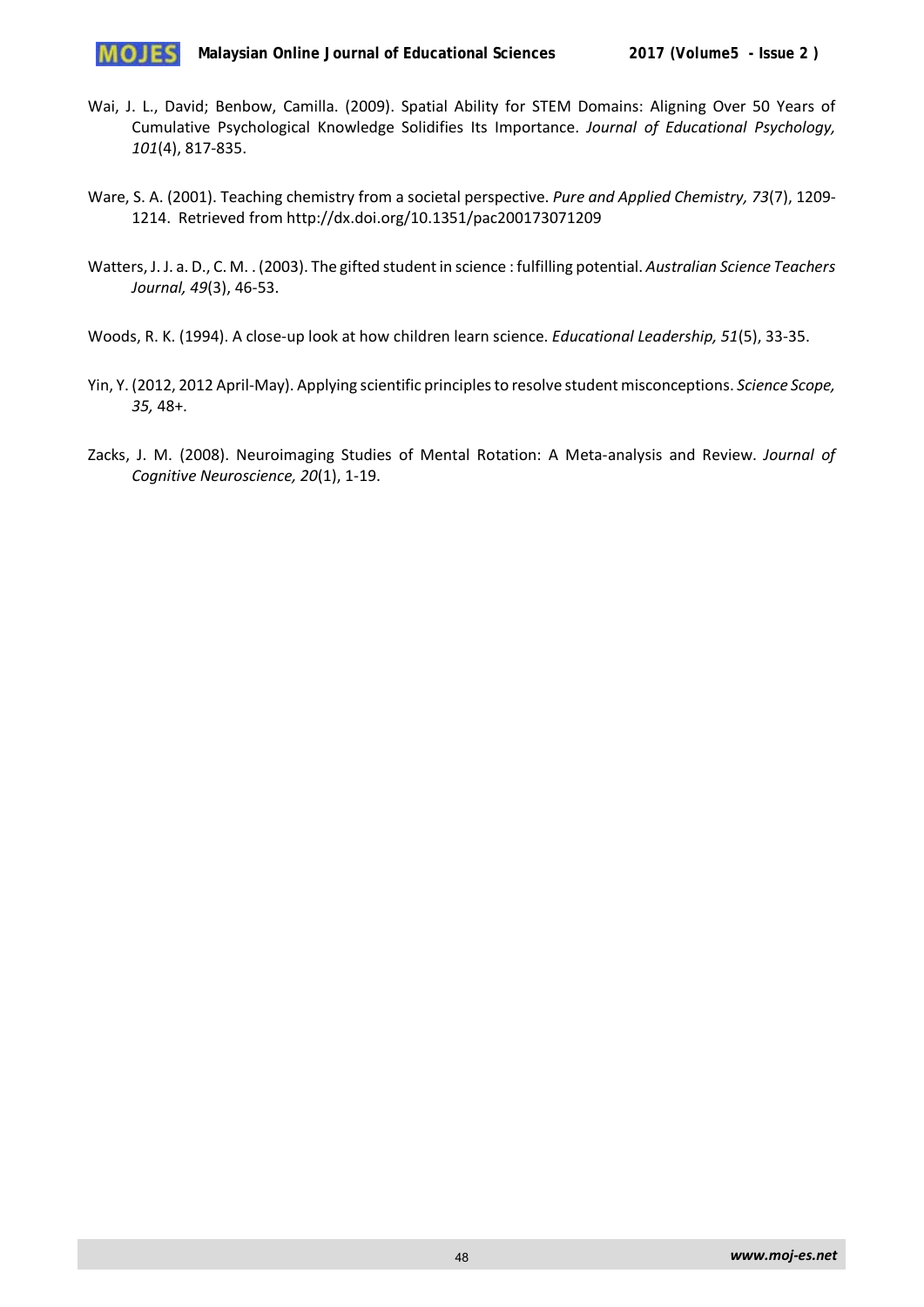Wai, J. L., David; Benbow, Camilla. (2009). Spatial Ability for STEM Domains: Aligning Over 50 Years of Cumulative Psychological Knowledge Solidifies Its Importance. *Journal of Educational Psychology, 101*(4), 817-835.

Ware, S. A. (2001). Teaching chemistry from a societal perspective. *Pure and Applied Chemistry, 73*(7), 1209-1214. Retrieved from http://dx.doi.org/10.1351/pac200173071209

Watters, J. J. a. D., C. M. . (2003). The gifted student in science : fulfilling potential. *Australian Science Teachers Journal, 49*(3), 46-53.

Woods, R. K. (1994). A close-up look at how children learn science. *Educational Leadership, 51*(5), 33-35.

Yin, Y. (2012, 2012 April-May). Applying scientific principles to resolve student misconceptions. *Science Scope, 35,* 48+.

Zacks, J. M. (2008). Neuroimaging Studies of Mental Rotation: A Meta-analysis and Review. *Journal of Cognitive Neuroscience, 20*(1), 1-19.